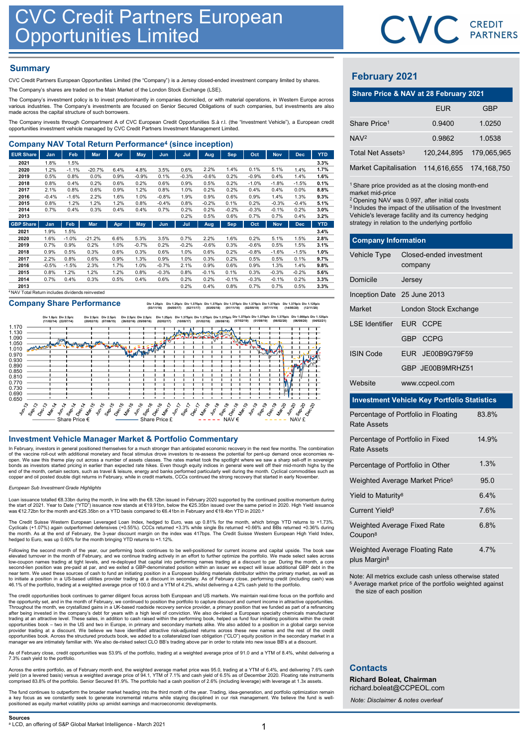# CVC Credit Partners European Opportunities Limited

## Summary

CVC Credit Partners European Opportunities Limited (the "Company") is a Jersey closed-ended investment company limited by shares.

The Company's shares are traded on the Main Market of the London Stock Exchange (LSE).

The Company's investment policy is to invest predominantly in companies domiciled, or with material operations, in Western Europe across various industries. The Company's investments are focused on Senior Secured Obligations of such companies, but investments are also made across the capital structure of such borrowers.

The Company invests through Compartment A of CVC European Credit Opportunities S.à r.l. (the "Investment Vehicle"), a European credit opportunities investment vehicle managed by CVC Credit Partners Investment Management Limited.

## Company NAV Total Return Performance[4] (since inception)

| EUR Share | Jan | Feb | Mar | Apr | May | Jun | Jul | Aug | Sep | Oct | Nov | Dec | YTD |
|---|---|---|---|---|---|---|---|---|---|---|---|---|---|
| 2021 | 1.8% | 1.5% | | | | | | | | | | | 3.3% |
| 2020 | 1.2% | -1.1% | -20.7% | 6.4% | 4.8% | 3.5% | 0.6% | 2.2% | 1.4% | 0.1% | 5.1% | 1.4% | 1.7% |
| 2019 | 0.5% | 0.8% | 0.0% | 0.9% | -0.9% | 0.1% | -0.3% | -0.6% | 0.2% | -0.9% | 0.4% | 1.4% | 1.6% |
| 2018 | 0.8% | 0.4% | 0.2% | 0.6% | 0.2% | 0.6% | 0.9% | 0.5% | 0.2% | -1.0% | -1.8% | -1.5% | 0.1% |
| 2017 | 2.1% | 0.8% | 0.6% | 0.9% | 1.2% | 0.8% | 1.0% | 0.2% | 0.2% | 0.4% | 0.4% | 0.0% | 8.8% |
| 2016 | -0.4% | -1.6% | 2.2% | 1.6% | 1.0% | -0.8% | 1.9% | 0.9% | 0.6% | 0.9% | 1.4% | 1.3% | 9.3% |
| 2015 | 0.8% | 1.2% | 1.2% | 1.2% | 0.8% | -0.4% | 0.8% | -0.2% | 0.1% | 0.2% | -0.3% | -0.4% | 5.1% |
| 2014 | 0.7% | 0.4% | 0.3% | 0.4% | 0.4% | 0.7% | 0.2% | 0.2% | -0.2% | -0.3% | -0.1% | 0.2% | 3.0% |
| 2013 | | | | | | | 0.2% | 0.5% | 0.6% | 0.7% | 0.7% | 0.4% | 3.2% |

| GBP Share | Jan | Feb | Mar | Apr | May | Jun | Jul | Aug | Sep | Oct | Nov | Dec | YTD |
|---|---|---|---|---|---|---|---|---|---|---|---|---|---|
| 2021 | 1.9% | 1.5% | | | | | | | | | | | 3.4% |
| 2020 | 1.6% | -1.0% | -21.2% | 6.6% | 5.3% | 3.5% | 0.7% | 2.2% | 1.6% | 0.2% | 5.1% | 1.5% | 2.8% |
| 2019 | 0.7% | 0.9% | 0.2% | 1.0% | -0.7% | 0.2% | -0.2% | -0.6% | 0.3% | -0.6% | 0.5% | 1.5% | 3.1% |
| 2018 | 0.9% | 0.5% | 0.3% | 0.6% | 0.3% | 0.6% | 1.0% | 0.6% | 0.2% | -0.8% | -1.6% | -1.5% | 1.0% |
| 2017 | 2.2% | 0.8% | 0.6% | 0.9% | 1.3% | 0.9% | 1.0% | 0.3% | 0.2% | 0.5% | 0.5% | 0.1% | 9.7% |
| 2016 | -0.5% | -1.5% | 2.3% | 1.7% | 1.0% | -0.7% | 2.1% | 0.9% | 0.6% | 0.9% | 1.3% | 1.4% | 9.8% |
| 2015 | 0.8% | 1.2% | 1.2% | 1.2% | 0.8% | -0.3% | 0.8% | -0.1% | 0.1% | 0.3% | -0.3% | -0.2% | 5.6% |
| 2014 | 0.7% | 0.4% | 0.3% | 0.5% | 0.4% | 0.6% | 0.2% | 0.2% | -0.1% | -0.3% | -0.1% | 0.2% | 3.3% |
| 2013 | | | | | | | 0.2% | 0.4% | 0.8% | 0.7% | 0.7% | 0.5% | 3.3% |

[4] NAV Total Return includes dividends reinvested

## Company Share Performance

Div 1.0p/c (11/02/14) Div 2.5p/c (22/07/14) Div 2.5p/c (20/02/15) Div 2.5p/c (07/08/15) Div 2.5p/c (26/02/16) Div 2.5p/c (05/08/16) Div 1.25p/c (03/11/16) Div 1.25p/c (02/02/17) Div 1.25p/c (04/05/17) Div 1.375p/c (10/08/17) Div 1.375p/c (02/11/17) Div 1.375p/c (01/02/18) Div 1.375p/c (03/05/18) Div 1.375p/c (09/08/18) Div 1.375p/c (01/11/18) Div 1.375p/c (07/02/19) Div 1.375p/c (02/05/19) Div 1.375p/c (01/08/19) Div 1.375p/c (07/11/19) Div 1.375p/c (06/02/20) Div 1.375p/c (14/05/20) Div 1.000p/c (06/08/20) Div 1.375p/c (12/11/20) Div 1.125p/c (04/02/21)

Legend: Share Price € | Share Price £ | NAV € | NAV £

## Investment Vehicle Manager Market & Portfolio Commentary

In February, investors in general positioned themselves for a much stronger than anticipated economic recovery in the next few months. The combination of the vaccine roll-out with additional monetary and fiscal stimulus drove investors to re-assess the potential for pent-up demand once economies re-open. We saw this theme play out across a number of assets classes. The rates market took the spotlight where we saw a sharp sell-off in sovereign bonds as investors started pricing in earlier than expected rate hikes. Even though equity indices in general were well off their mid-month highs by the end of the month, certain sectors, such as travel & leisure, energy and banks performed particularly well during the month. Cyclical commodities such as copper and oil posted double digit returns in February, while in credit markets, CCCs continued the strong recovery that started in early November.

*European Sub Investment Grade Highlights*

Loan issuance totalled €8.33bn during the month, in line with the €8.12bn issued in February 2020 supported by the continued positive momentum during the start of 2021. Year to Date ("YTD") issuance now stands at €19.91bn, below the €25.35bn issued over the same period in 2020. High Yield issuance was €12.72bn for the month and €25.35bn on a YTD basis compared to €6.41bn in February and €19.4bn YTD in 2020.[a]

The Credit Suisse Western European Leveraged Loan Index, hedged to Euro, was up 0.81% for the month, which brings YTD returns to +1.73%. Cyclicals (+1.07%) again outperformed defensives (+0.55%). CCCs returned +3.3% while single Bs returned +0.66% and BBs returned +0.36% during the month. As at the end of February, the 3-year discount margin on the index was 417bps. The Credit Suisse Western European High Yield Index, hedged to Euro, was up 0.60% for the month bringing YTD returns to +1.12%.

Following the second month of the year, our performing book continues to be well-positioned for current income and capital upside. The book saw elevated turnover in the month of February, and we continue trading actively in an effort to further optimize the portfolio. We made select sales across low-coupon names trading at tight levels, and re-deployed that capital into performing names trading at a discount to par. During the month, a core second-lien position was pre-paid at par, and we exited a GBP-denominated position within an issuer we expect will issue additional GBP debt in the near term. We used these sources of cash to fund an initiating position in a European building materials distributor within the primary market, as well as to initiate a position in a US-based utilities provider trading at a discount in secondary. As of February close, performing credit (including cash) was 46.1% of the portfolio, trading at a weighted average price of 100.0 and a YTM of 4.2%, whilst delivering a 4.2% cash yield to the portfolio.

The credit opportunities book continues to garner diligent focus across both European and US markets. We maintain real-time focus on the portfolio and the opportunity set, and in the month of February, we continued to position the portfolio to capture discount and current income in attractive opportunities. Throughout the month, we crystallized gains in a UK-based roadside recovery service provider, a primary position that we funded as part of a refinancing after being invested in the company's debt for years with a high level of conviction. We also de-risked a European specialty chemicals manufacturer trading at an attractive level. These sales, in addition to cash raised within the performing book, helped us fund four initiating positions within the credit opportunities book – two in the US and two in Europe, in primary and secondary markets alike. We also added to a position in a global cargo service provider trading at a discount. We believe we have identified attractive risk-adjusted returns across these new names and the rest of the credit opportunities book. Across the structured products book, we added to a collateralized loan obligation ("CLO") equity position in the secondary market in a manager we are intimately familiar with. We also de-risked select CLO BB's trading above par in order to rotate into new issue BB's at a discount.

As of February close, credit opportunities was 53.9% of the portfolio, trading at a weighted average price of 91.0 and a YTM of 8.4%, whilst delivering a 7.3% cash yield to the portfolio.

Across the entire portfolio, as of February month end, the weighted average market price was 95.0, trading at a YTM of 6.4%, and delivering 7.6% cash yield (on a levered basis) versus a weighted average price of 94.1, YTM of 7.1% and cash yield of 6.5% as of December 2020. Floating rate instruments comprised 83.8% of the portfolio. Senior Secured 81.9%. The portfolio had a cash position of 2.6% (including leverage) with leverage at 1.3x assets.

The fund continues to outperform the broader market heading into the third month of the year. Trading, idea-generation, and portfolio optimization remain a key focus as we constantly seek to generate incremental returns while staying disciplined in our risk management. We believe the fund is well-positioned as equity market volatility picks up amidst earnings and macroeconomic developments.

**Sources**

[a] LCD, an offering of S&P Global Market Intelligence - March 2021

## February 2021

### Share Price & NAV at 28 February 2021

| | EUR | GBP |
|---|---|---|
| Share Price[1] | 0.9400 | 1.0250 |
| NAV[2] | 0.9862 | 1.0538 |
| Total Net Assets[3] | 120,244,895 | 179,065,965 |
| Market Capitalisation | 114,616,655 | 174,168,750 |

[1] Share price provided as at the closing month-end market mid-price
[2] Opening NAV was 0.997, after initial costs
[3] Includes the impact of the utilisation of the Investment Vehicle's leverage facility and its currency hedging strategy in relation to the underlying portfolio

### Company Information

| | |
|---|---|
| Vehicle Type | Closed-ended investment company |
| Domicile | Jersey |
| Inception Date | 25 June 2013 |
| Market | London Stock Exchange |
| LSE Identifier | EUR CCPE |
| | GBP CCPG |
| ISIN Code | EUR JE00B9G79F59 |
| | GBP JE00B9MRHZ51 |
| Website | www.ccpeol.com |

### Investment Vehicle Key Portfolio Statistics

| | |
|---|---|
| Percentage of Portfolio in Floating Rate Assets | 83.8% |
| Percentage of Portfolio in Fixed Rate Assets | 14.9% |
| Percentage of Portfolio in Other | 1.3% |
| Weighted Average Market Price[5] | 95.0 |
| Yield to Maturity[8] | 6.4% |
| Current Yield[9] | 7.6% |
| Weighted Average Fixed Rate Coupon[8] | 6.8% |
| Weighted Average Floating Rate plus Margin[8] | 4.7% |

Note: All metrics exclude cash unless otherwise stated
[5] Average market price of the portfolio weighted against the size of each position

## Contacts

**Richard Boleat, Chairman**
richard.boleat@CCPEOL.com

*Note: Disclaimer & notes overleaf*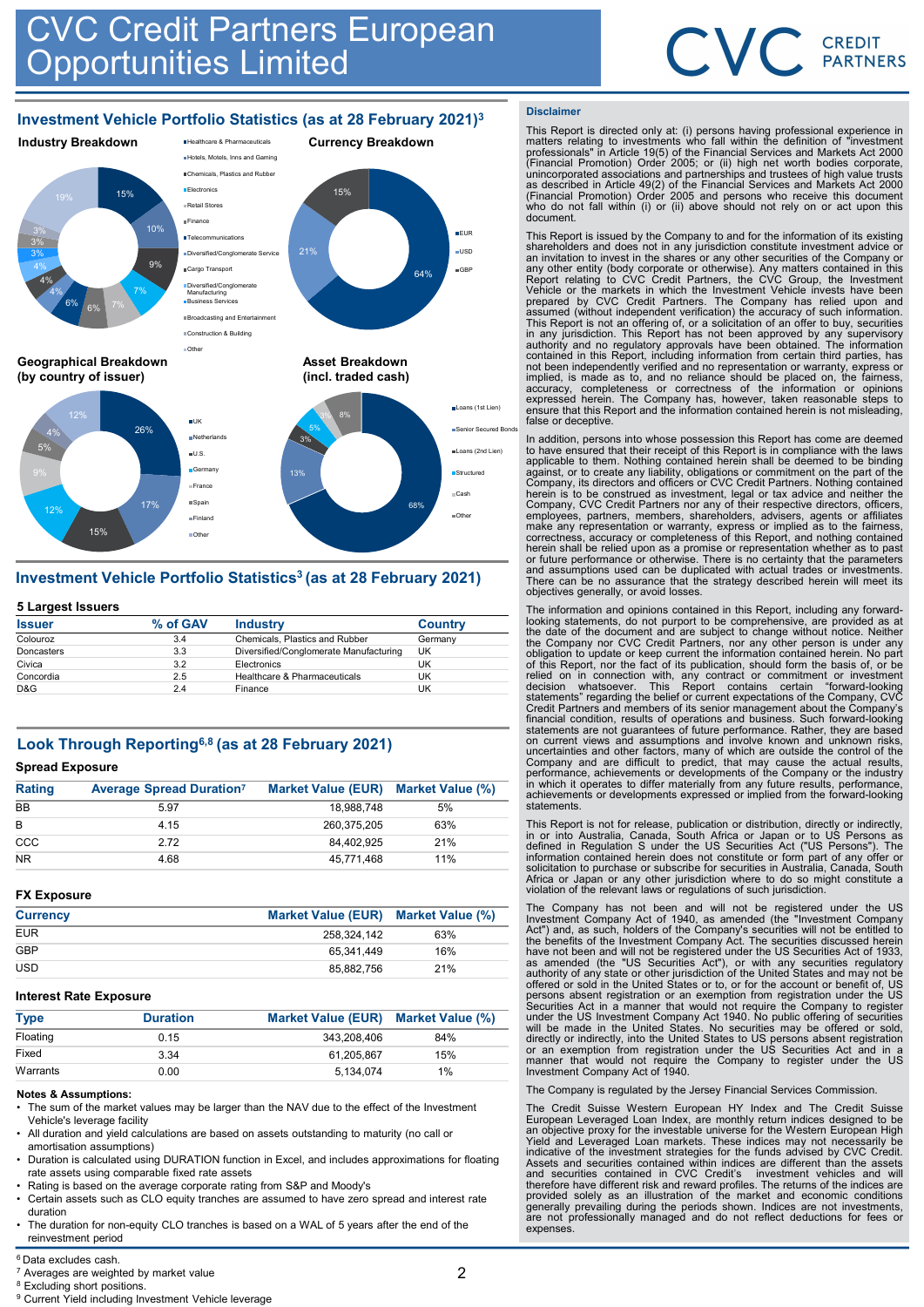# CVC Credit Partners European Opportunities Limited

## Investment Vehicle Portfolio Statistics (as at 28 February 2021)[3]

### Industry Breakdown

15%
10%
9%
7%
7%
6%
6%
4%
4%
4%
3%
3%
3%
19%

Healthcare & Pharmaceuticals
Hotels, Motels, Inns and Gaming
Chemicals, Plastics and Rubber
Electronics
Retail Stores
Finance
Telecommunications
Diversified/Conglomerate Service
Cargo Transport
Diversified/Conglomerate Manufacturing
Business Services
Broadcasting and Entertainment
Construction & Building
Other

### Currency Breakdown

64%
21%
15%

EUR
USD
GBP

### Geographical Breakdown (by country of issuer)

26%
17%
15%
12%
9%
5%
4%
12%

UK
Netherlands
U.S.
Germany
France
Spain
Finland
Other

### Asset Breakdown (incl. traded cash)

68%
13%
3%
5%
3%
8%

Loans (1st Lien)
Senior Secured Bonds
Loans (2nd Lien)
Structured
Cash
Other

## Investment Vehicle Portfolio Statistics[3] (as at 28 February 2021)

### 5 Largest Issuers

| Issuer | % of GAV | Industry | Country |
|---|---|---|---|
| Colouroz | 3.4 | Chemicals, Plastics and Rubber | Germany |
| Doncasters | 3.3 | Diversified/Conglomerate Manufacturing | UK |
| Civica | 3.2 | Electronics | UK |
| Concordia | 2.5 | Healthcare & Pharmaceuticals | UK |
| D&G | 2.4 | Finance | UK |

## Look Through Reporting[6,8] (as at 28 February 2021)

### Spread Exposure

| Rating | Average Spread Duration[7] | Market Value (EUR) | Market Value (%) |
|---|---|---|---|
| BB | 5.97 | 18,988,748 | 5% |
| B | 4.15 | 260,375,205 | 63% |
| CCC | 2.72 | 84,402,925 | 21% |
| NR | 4.68 | 45,771,468 | 11% |

### FX Exposure

| Currency | Market Value (EUR) | Market Value (%) |
|---|---|---|
| EUR | 258,324,142 | 63% |
| GBP | 65,341,449 | 16% |
| USD | 85,882,756 | 21% |

### Interest Rate Exposure

| Type | Duration | Market Value (EUR) | Market Value (%) |
|---|---|---|---|
| Floating | 0.15 | 343,208,406 | 84% |
| Fixed | 3.34 | 61,205,867 | 15% |
| Warrants | 0.00 | 5,134,074 | 1% |

**Notes & Assumptions:**

- The sum of the market values may be larger than the NAV due to the effect of the Investment Vehicle's leverage facility
- All duration and yield calculations are based on assets outstanding to maturity (no call or amortisation assumptions)
- Duration is calculated using DURATION function in Excel, and includes approximations for floating rate assets using comparable fixed rate assets
- Rating is based on the average corporate rating from S&P and Moody's
- Certain assets such as CLO equity tranches are assumed to have zero spread and interest rate duration
- The duration for non-equity CLO tranches is based on a WAL of 5 years after the end of the reinvestment period

[6] Data excludes cash.
[7] Averages are weighted by market value
[8] Excluding short positions.
[9] Current Yield including Investment Vehicle leverage

### Disclaimer

This Report is directed only at: (i) persons having professional experience in matters relating to investments who fall within the definition of "investment professionals" in Article 19(5) of the Financial Services and Markets Act 2000 (Financial Promotion) Order 2005; or (ii) high net worth bodies corporate, unincorporated associations and partnerships and trustees of high value trusts as described in Article 49(2) of the Financial Services and Markets Act 2000 (Financial Promotion) Order 2005 and persons who receive this document who do not fall within (i) or (ii) above should not rely on or act upon this document.

This Report is issued by the Company to and for the information of its existing shareholders and does not in any jurisdiction constitute investment advice or an invitation to invest in the shares or any other securities of the Company or any other entity (body corporate or otherwise). Any matters contained in this Report relating to CVC Credit Partners, the CVC Group, the Investment Vehicle or the markets in which the Investment Vehicle invests have been prepared by CVC Credit Partners. The Company has relied upon and assumed (without independent verification) the accuracy of such information. This Report is not an offering of, or a solicitation of an offer to buy, securities in any jurisdiction. This Report has not been approved by any supervisory authority and no regulatory approvals have been obtained. The information contained in this Report, including information from certain third parties, has not been independently verified and no representation or warranty, express or implied, is made as to, and no reliance should be placed on, the fairness, accuracy, completeness or correctness of the information or opinions expressed herein. The Company has, however, taken reasonable steps to ensure that this Report and the information contained herein is not misleading, false or deceptive.

In addition, persons into whose possession this Report has come are deemed to have ensured that their receipt of this Report is in compliance with the laws applicable to them. Nothing contained herein shall be deemed to be binding against, or to create any liability, obligations or commitment on the part of the Company, its directors and officers or CVC Credit Partners. Nothing contained herein is to be construed as investment, legal or tax advice and neither the Company, CVC Credit Partners nor any of their respective directors, officers, employees, partners, members, shareholders, advisers, agents or affiliates make any representation or warranty, express or implied as to the fairness, correctness, accuracy or completeness of this Report, and nothing contained herein shall be relied upon as a promise or representation whether as to past or future performance or otherwise. There is no certainty that the parameters and assumptions used can be duplicated with actual trades or investments. There can be no assurance that the strategy described herein will meet its objectives generally, or avoid losses.

The information and opinions contained in this Report, including any forward-looking statements, do not purport to be comprehensive, are provided as at the date of the document and are subject to change without notice. Neither the Company nor CVC Credit Partners, nor any other person is under any obligation to update or keep current the information contained herein. No part of this Report, nor the fact of its publication, should form the basis of, or be relied on in connection with, any contract or commitment or investment decision whatsoever. This Report contains certain "forward-looking statements" regarding the belief or current expectations of the Company, CVC Credit Partners and members of its senior management about the Company's financial condition, results of operations and business. Such forward-looking statements are not guarantees of future performance. Rather, they are based on current views and assumptions and involve known and unknown risks, uncertainties and other factors, many of which are outside the control of the Company and are difficult to predict, that may cause the actual results, performance, achievements or developments of the Company or the industry in which it operates to differ materially from any future results, performance, achievements or developments expressed or implied from the forward-looking statements.

This Report is not for release, publication or distribution, directly or indirectly, in or into Australia, Canada, South Africa or Japan or to US Persons as defined in Regulation S under the US Securities Act ("US Persons"). The information contained herein does not constitute or form part of any offer or solicitation to purchase or subscribe for securities in Australia, Canada, South Africa or Japan or any other jurisdiction where to do so might constitute a violation of the relevant laws or regulations of such jurisdiction.

The Company has not been and will not be registered under the US Investment Company Act of 1940, as amended (the "Investment Company Act") and, as such, holders of the Company's securities will not be entitled to the benefits of the Investment Company Act. The securities discussed herein have not been and will not be registered under the US Securities Act of 1933, as amended (the "US Securities Act"), or with any securities regulatory authority of any state or other jurisdiction of the United States and may not be offered or sold in the United States or to, or for the account or benefit of, US persons absent registration or an exemption from registration under the US Securities Act in a manner that would not require the Company to register under the US Investment Company Act 1940. No public offering of securities will be made in the United States. No securities may be offered or sold, directly or indirectly, into the United States to US persons absent registration or an exemption from registration under the US Securities Act and in a manner that would not require the Company to register under the US Investment Company Act of 1940.

The Company is regulated by the Jersey Financial Services Commission.

The Credit Suisse Western European HY Index and The Credit Suisse European Leveraged Loan Index, are monthly return indices designed to be an objective proxy for the investable universe for the Western European High Yield and Leveraged Loan markets. These indices may not necessarily be indicative of the investment strategies for the funds advised by CVC Credit. Assets and securities contained within indices are different than the assets and securities contained in CVC Credit's investment vehicles and will therefore have different risk and reward profiles. The returns of the indices are provided solely as an illustration of the market and economic conditions generally prevailing during the periods shown. Indices are not investments, are not professionally managed and do not reflect deductions for fees or expenses.